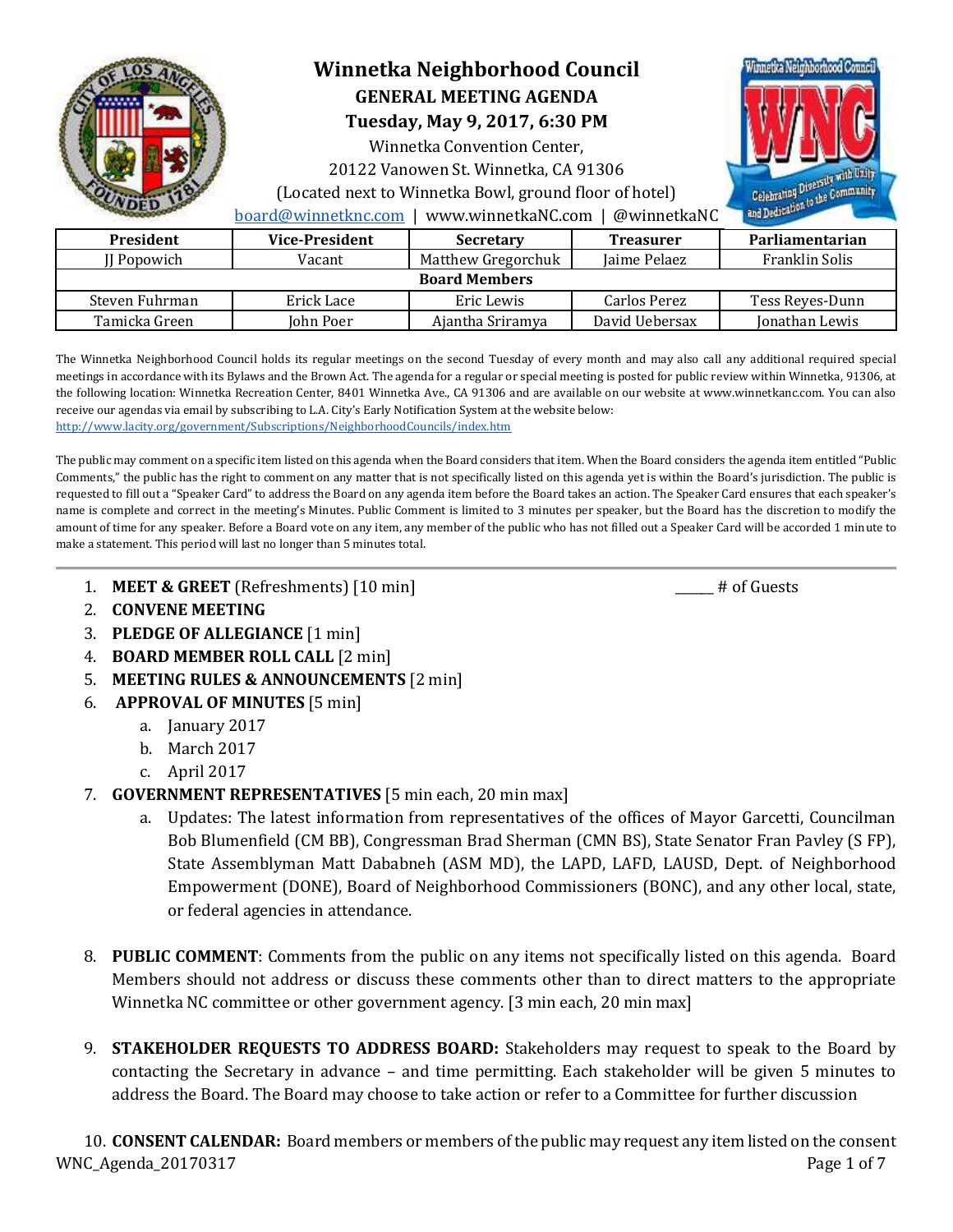# Winnetka Neighborhood Council

## GENERAL MEETING AGENDA

### Tuesday, May 9, 2017, 6:30 PM

Winnetka Convention Center,
20122 Vanowen St. Winnetka, CA 91306
(Located next to Winnetka Bowl, ground floor of hotel)
board@winnetknc.com | www.winnetkaNC.com | @winnetkaNC

| President | Vice-President | Secretary | Treasurer | Parliamentarian |
|---|---|---|---|---|
| JJ Popowich | Vacant | Matthew Gregorchuk | Jaime Pelaez | Franklin Solis |
| **Board Members** | | | | |
| Steven Fuhrman | Erick Lace | Eric Lewis | Carlos Perez | Tess Reyes-Dunn |
| Tamicka Green | John Poer | Ajantha Sriramya | David Uebersax | Jonathan Lewis |

The Winnetka Neighborhood Council holds its regular meetings on the second Tuesday of every month and may also call any additional required special meetings in accordance with its Bylaws and the Brown Act. The agenda for a regular or special meeting is posted for public review within Winnetka, 91306, at the following location: Winnetka Recreation Center, 8401 Winnetka Ave., CA 91306 and are available on our website at www.winnetkanc.com. You can also receive our agendas via email by subscribing to L.A. City's Early Notification System at the website below:
http://www.lacity.org/government/Subscriptions/NeighborhoodCouncils/index.htm

The public may comment on a specific item listed on this agenda when the Board considers that item. When the Board considers the agenda item entitled "Public Comments," the public has the right to comment on any matter that is not specifically listed on this agenda yet is within the Board's jurisdiction. The public is requested to fill out a "Speaker Card" to address the Board on any agenda item before the Board takes an action. The Speaker Card ensures that each speaker's name is complete and correct in the meeting's Minutes. Public Comment is limited to 3 minutes per speaker, but the Board has the discretion to modify the amount of time for any speaker. Before a Board vote on any item, any member of the public who has not filled out a Speaker Card will be accorded 1 minute to make a statement. This period will last no longer than 5 minutes total.

---

1. **MEET & GREET** (Refreshments) [10 min] ______ # of Guests
2. **CONVENE MEETING**
3. **PLEDGE OF ALLEGIANCE** [1 min]
4. **BOARD MEMBER ROLL CALL** [2 min]
5. **MEETING RULES & ANNOUNCEMENTS** [2 min]
6. **APPROVAL OF MINUTES** [5 min]
   a. January 2017
   b. March 2017
   c. April 2017
7. **GOVERNMENT REPRESENTATIVES** [5 min each, 20 min max]
   a. Updates: The latest information from representatives of the offices of Mayor Garcetti, Councilman Bob Blumenfield (CM BB), Congressman Brad Sherman (CMN BS), State Senator Fran Pavley (S FP), State Assemblyman Matt Dababneh (ASM MD), the LAPD, LAFD, LAUSD, Dept. of Neighborhood Empowerment (DONE), Board of Neighborhood Commissioners (BONC), and any other local, state, or federal agencies in attendance.

8. **PUBLIC COMMENT**: Comments from the public on any items not specifically listed on this agenda. Board Members should not address or discuss these comments other than to direct matters to the appropriate Winnetka NC committee or other government agency. [3 min each, 20 min max]

9. **STAKEHOLDER REQUESTS TO ADDRESS BOARD:** Stakeholders may request to speak to the Board by contacting the Secretary in advance – and time permitting. Each stakeholder will be given 5 minutes to address the Board. The Board may choose to take action or refer to a Committee for further discussion

10. **CONSENT CALENDAR:** Board members or members of the public may request any item listed on the consent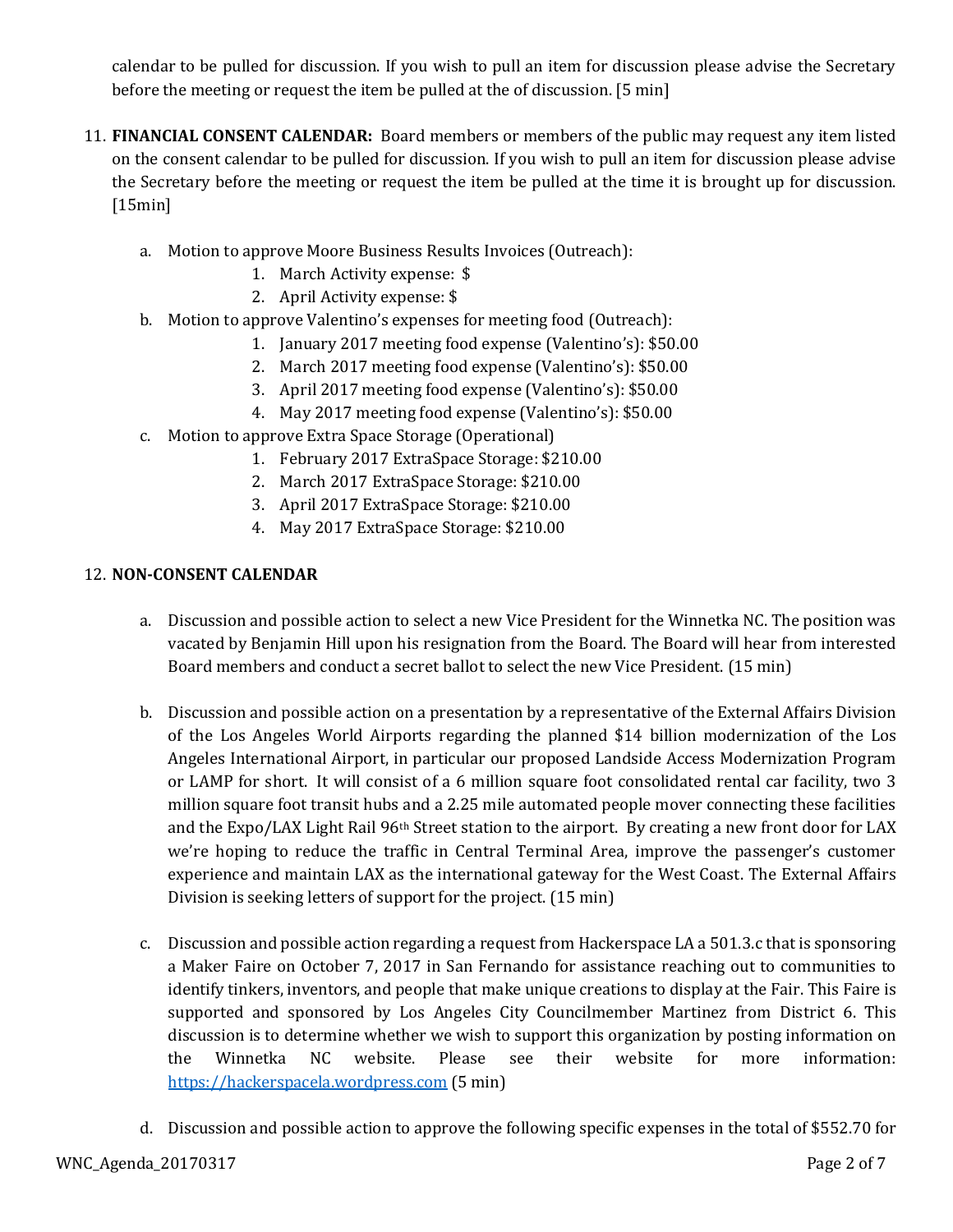calendar to be pulled for discussion. If you wish to pull an item for discussion please advise the Secretary before the meeting or request the item be pulled at the of discussion. [5 min]

11. **FINANCIAL CONSENT CALENDAR:** Board members or members of the public may request any item listed on the consent calendar to be pulled for discussion. If you wish to pull an item for discussion please advise the Secretary before the meeting or request the item be pulled at the time it is brought up for discussion. [15min]

    a. Motion to approve Moore Business Results Invoices (Outreach):
        1. March Activity expense: $
        2. April Activity expense: $

    b. Motion to approve Valentino's expenses for meeting food (Outreach):
        1. January 2017 meeting food expense (Valentino's): $50.00
        2. March 2017 meeting food expense (Valentino's): $50.00
        3. April 2017 meeting food expense (Valentino's): $50.00
        4. May 2017 meeting food expense (Valentino's): $50.00

    c. Motion to approve Extra Space Storage (Operational)
        1. February 2017 ExtraSpace Storage: $210.00
        2. March 2017 ExtraSpace Storage: $210.00
        3. April 2017 ExtraSpace Storage: $210.00
        4. May 2017 ExtraSpace Storage: $210.00

12. **NON-CONSENT CALENDAR**

    a. Discussion and possible action to select a new Vice President for the Winnetka NC. The position was vacated by Benjamin Hill upon his resignation from the Board. The Board will hear from interested Board members and conduct a secret ballot to select the new Vice President. (15 min)

    b. Discussion and possible action on a presentation by a representative of the External Affairs Division of the Los Angeles World Airports regarding the planned $14 billion modernization of the Los Angeles International Airport, in particular our proposed Landside Access Modernization Program or LAMP for short. It will consist of a 6 million square foot consolidated rental car facility, two 3 million square foot transit hubs and a 2.25 mile automated people mover connecting these facilities and the Expo/LAX Light Rail 96th Street station to the airport. By creating a new front door for LAX we're hoping to reduce the traffic in Central Terminal Area, improve the passenger's customer experience and maintain LAX as the international gateway for the West Coast. The External Affairs Division is seeking letters of support for the project. (15 min)

    c. Discussion and possible action regarding a request from Hackerspace LA a 501.3.c that is sponsoring a Maker Faire on October 7, 2017 in San Fernando for assistance reaching out to communities to identify tinkers, inventors, and people that make unique creations to display at the Fair. This Faire is supported and sponsored by Los Angeles City Councilmember Martinez from District 6. This discussion is to determine whether we wish to support this organization by posting information on the Winnetka NC website. Please see their website for more information: [https://hackerspacela.wordpress.com](https://hackerspacela.wordpress.com) (5 min)

    d. Discussion and possible action to approve the following specific expenses in the total of $552.70 for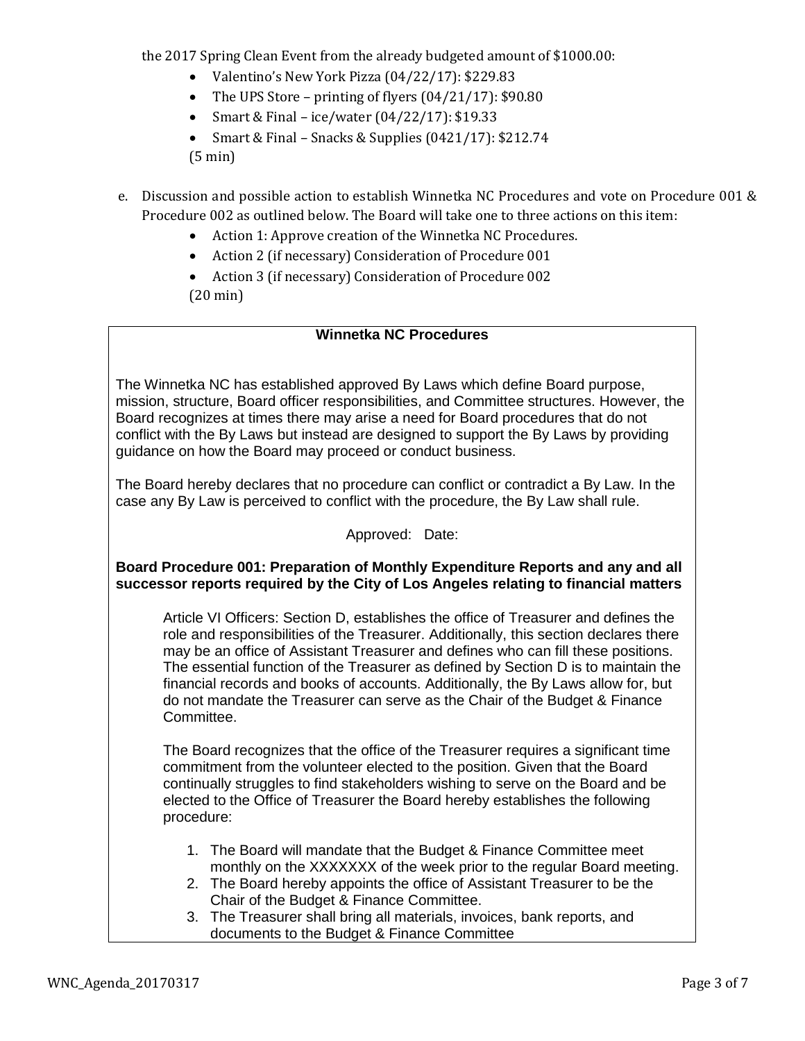the 2017 Spring Clean Event from the already budgeted amount of $1000.00:

- Valentino's New York Pizza (04/22/17): $229.83
- The UPS Store – printing of flyers (04/21/17): $90.80
- Smart & Final – ice/water (04/22/17): $19.33
- Smart & Final – Snacks & Supplies (0421/17): $212.74

(5 min)

e. Discussion and possible action to establish Winnetka NC Procedures and vote on Procedure 001 & Procedure 002 as outlined below. The Board will take one to three actions on this item:
   - Action 1: Approve creation of the Winnetka NC Procedures.
   - Action 2 (if necessary) Consideration of Procedure 001
   - Action 3 (if necessary) Consideration of Procedure 002

   (20 min)

**Winnetka NC Procedures**

The Winnetka NC has established approved By Laws which define Board purpose, mission, structure, Board officer responsibilities, and Committee structures. However, the Board recognizes at times there may arise a need for Board procedures that do not conflict with the By Laws but instead are designed to support the By Laws by providing guidance on how the Board may proceed or conduct business.

The Board hereby declares that no procedure can conflict or contradict a By Law. In the case any By Law is perceived to conflict with the procedure, the By Law shall rule.

Approved: Date:

**Board Procedure 001: Preparation of Monthly Expenditure Reports and any and all successor reports required by the City of Los Angeles relating to financial matters**

Article VI Officers: Section D, establishes the office of Treasurer and defines the role and responsibilities of the Treasurer. Additionally, this section declares there may be an office of Assistant Treasurer and defines who can fill these positions. The essential function of the Treasurer as defined by Section D is to maintain the financial records and books of accounts. Additionally, the By Laws allow for, but do not mandate the Treasurer can serve as the Chair of the Budget & Finance Committee.

The Board recognizes that the office of the Treasurer requires a significant time commitment from the volunteer elected to the position. Given that the Board continually struggles to find stakeholders wishing to serve on the Board and be elected to the Office of Treasurer the Board hereby establishes the following procedure:

1. The Board will mandate that the Budget & Finance Committee meet monthly on the XXXXXXX of the week prior to the regular Board meeting.
2. The Board hereby appoints the office of Assistant Treasurer to be the Chair of the Budget & Finance Committee.
3. The Treasurer shall bring all materials, invoices, bank reports, and documents to the Budget & Finance Committee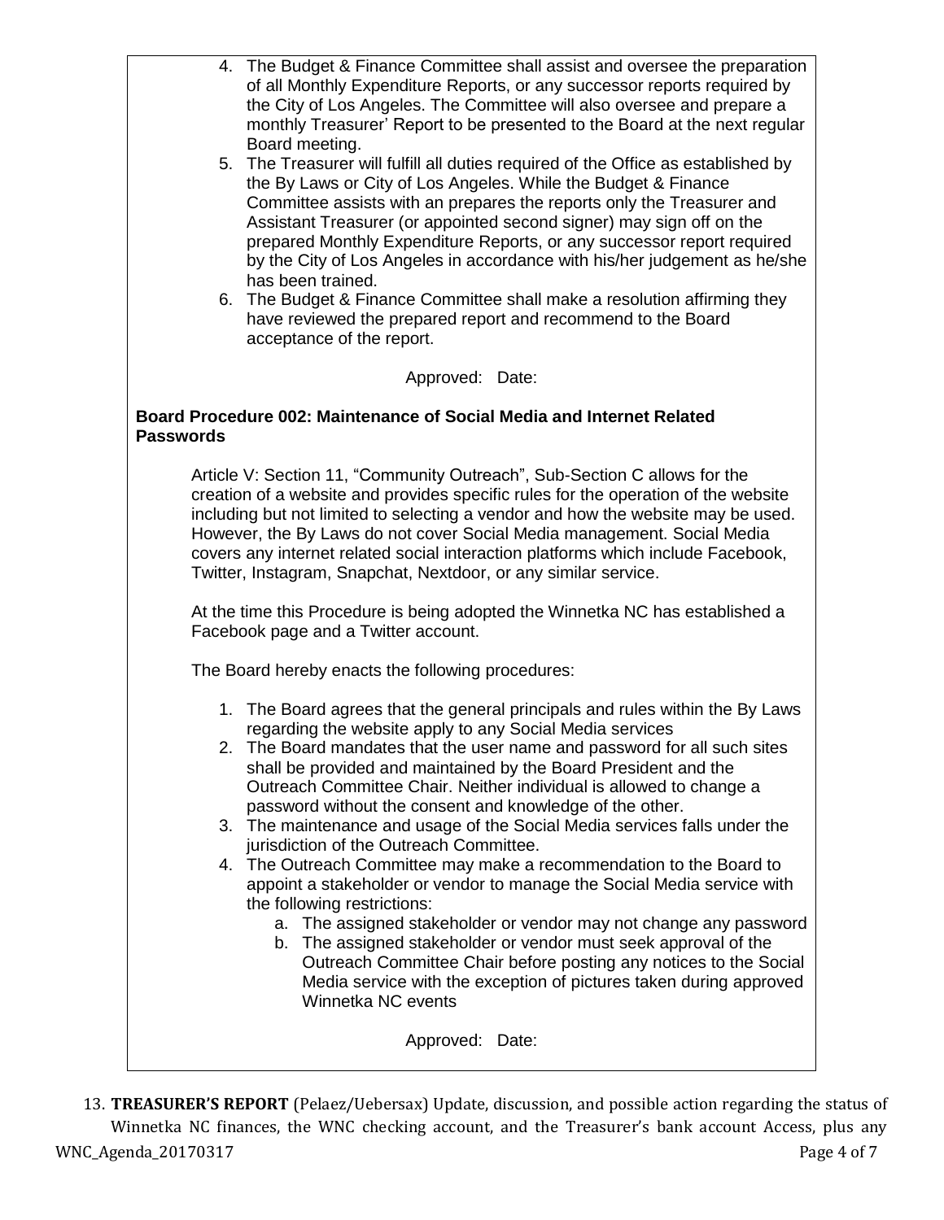4. The Budget & Finance Committee shall assist and oversee the preparation of all Monthly Expenditure Reports, or any successor reports required by the City of Los Angeles. The Committee will also oversee and prepare a monthly Treasurer' Report to be presented to the Board at the next regular Board meeting.
5. The Treasurer will fulfill all duties required of the Office as established by the By Laws or City of Los Angeles. While the Budget & Finance Committee assists with an prepares the reports only the Treasurer and Assistant Treasurer (or appointed second signer) may sign off on the prepared Monthly Expenditure Reports, or any successor report required by the City of Los Angeles in accordance with his/her judgement as he/she has been trained.
6. The Budget & Finance Committee shall make a resolution affirming they have reviewed the prepared report and recommend to the Board acceptance of the report.

Approved: Date:

**Board Procedure 002: Maintenance of Social Media and Internet Related Passwords**

Article V: Section 11, "Community Outreach", Sub-Section C allows for the creation of a website and provides specific rules for the operation of the website including but not limited to selecting a vendor and how the website may be used. However, the By Laws do not cover Social Media management. Social Media covers any internet related social interaction platforms which include Facebook, Twitter, Instagram, Snapchat, Nextdoor, or any similar service.

At the time this Procedure is being adopted the Winnetka NC has established a Facebook page and a Twitter account.

The Board hereby enacts the following procedures:

1. The Board agrees that the general principals and rules within the By Laws regarding the website apply to any Social Media services
2. The Board mandates that the user name and password for all such sites shall be provided and maintained by the Board President and the Outreach Committee Chair. Neither individual is allowed to change a password without the consent and knowledge of the other.
3. The maintenance and usage of the Social Media services falls under the jurisdiction of the Outreach Committee.
4. The Outreach Committee may make a recommendation to the Board to appoint a stakeholder or vendor to manage the Social Media service with the following restrictions:
   a. The assigned stakeholder or vendor may not change any password
   b. The assigned stakeholder or vendor must seek approval of the Outreach Committee Chair before posting any notices to the Social Media service with the exception of pictures taken during approved Winnetka NC events

Approved: Date:

13. **TREASURER'S REPORT** (Pelaez/Uebersax) Update, discussion, and possible action regarding the status of Winnetka NC finances, the WNC checking account, and the Treasurer's bank account Access, plus any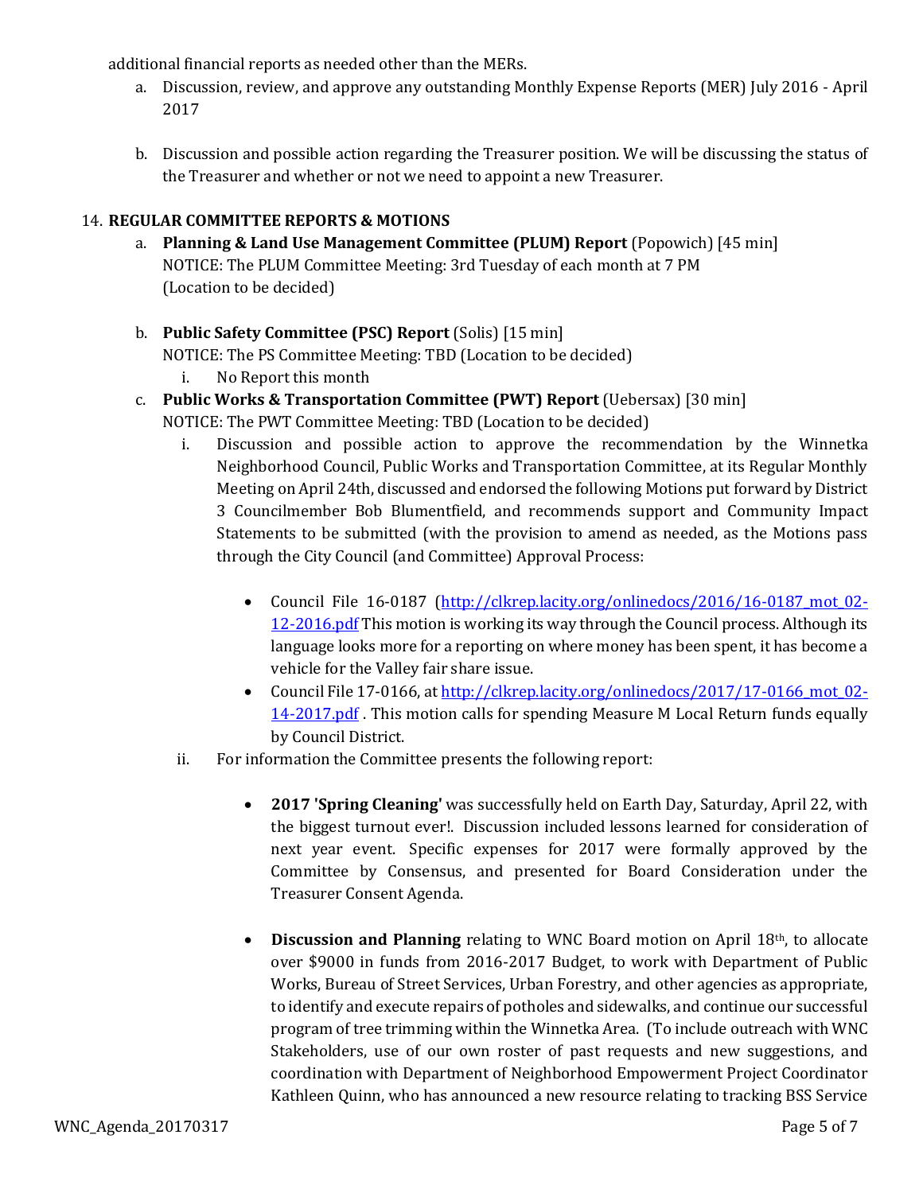additional financial reports as needed other than the MERs.

a. Discussion, review, and approve any outstanding Monthly Expense Reports (MER) July 2016 - April 2017

b. Discussion and possible action regarding the Treasurer position. We will be discussing the status of the Treasurer and whether or not we need to appoint a new Treasurer.

14. **REGULAR COMMITTEE REPORTS & MOTIONS**

a. **Planning & Land Use Management Committee (PLUM) Report** (Popowich) [45 min]
NOTICE: The PLUM Committee Meeting: 3rd Tuesday of each month at 7 PM
(Location to be decided)

b. **Public Safety Committee (PSC) Report** (Solis) [15 min]
NOTICE: The PS Committee Meeting: TBD (Location to be decided)

   i. No Report this month

c. **Public Works & Transportation Committee (PWT) Report** (Uebersax) [30 min]
NOTICE: The PWT Committee Meeting: TBD (Location to be decided)

   i. Discussion and possible action to approve the recommendation by the Winnetka Neighborhood Council, Public Works and Transportation Committee, at its Regular Monthly Meeting on April 24th, discussed and endorsed the following Motions put forward by District 3 Councilmember Bob Blumentfield, and recommends support and Community Impact Statements to be submitted (with the provision to amend as needed, as the Motions pass through the City Council (and Committee) Approval Process:

   - Council File 16-0187 (http://clkrep.lacity.org/onlinedocs/2016/16-0187_mot_02-12-2016.pdf This motion is working its way through the Council process. Although its language looks more for a reporting on where money has been spent, it has become a vehicle for the Valley fair share issue.
   - Council File 17-0166, at http://clkrep.lacity.org/onlinedocs/2017/17-0166_mot_02-14-2017.pdf . This motion calls for spending Measure M Local Return funds equally by Council District.

   ii. For information the Committee presents the following report:

   - **2017 'Spring Cleaning'** was successfully held on Earth Day, Saturday, April 22, with the biggest turnout ever!. Discussion included lessons learned for consideration of next year event. Specific expenses for 2017 were formally approved by the Committee by Consensus, and presented for Board Consideration under the Treasurer Consent Agenda.

   - **Discussion and Planning** relating to WNC Board motion on April 18th, to allocate over $9000 in funds from 2016-2017 Budget, to work with Department of Public Works, Bureau of Street Services, Urban Forestry, and other agencies as appropriate, to identify and execute repairs of potholes and sidewalks, and continue our successful program of tree trimming within the Winnetka Area. (To include outreach with WNC Stakeholders, use of our own roster of past requests and new suggestions, and coordination with Department of Neighborhood Empowerment Project Coordinator Kathleen Quinn, who has announced a new resource relating to tracking BSS Service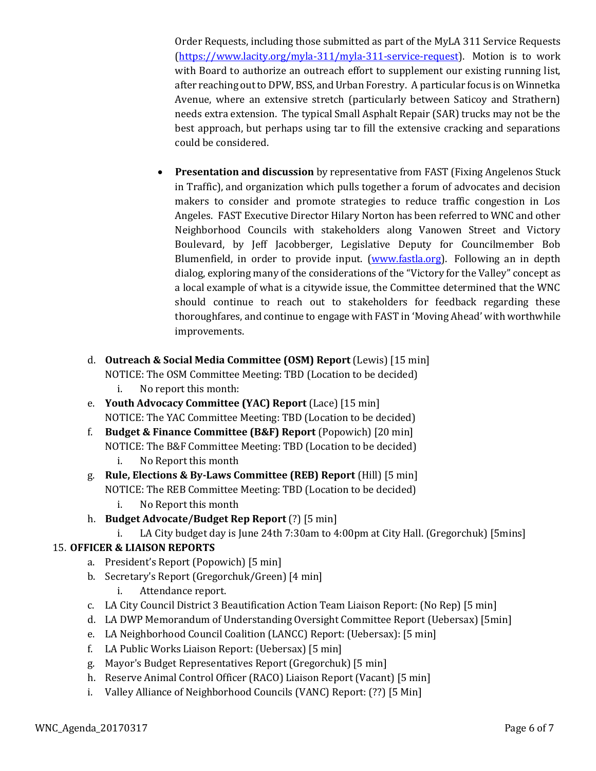Order Requests, including those submitted as part of the MyLA 311 Service Requests (https://www.lacity.org/myla-311/myla-311-service-request). Motion is to work with Board to authorize an outreach effort to supplement our existing running list, after reaching out to DPW, BSS, and Urban Forestry. A particular focus is on Winnetka Avenue, where an extensive stretch (particularly between Saticoy and Strathern) needs extra extension. The typical Small Asphalt Repair (SAR) trucks may not be the best approach, but perhaps using tar to fill the extensive cracking and separations could be considered.

- **Presentation and discussion** by representative from FAST (Fixing Angelenos Stuck in Traffic), and organization which pulls together a forum of advocates and decision makers to consider and promote strategies to reduce traffic congestion in Los Angeles. FAST Executive Director Hilary Norton has been referred to WNC and other Neighborhood Councils with stakeholders along Vanowen Street and Victory Boulevard, by Jeff Jacobberger, Legislative Deputy for Councilmember Bob Blumenfield, in order to provide input. (www.fastla.org). Following an in depth dialog, exploring many of the considerations of the "Victory for the Valley" concept as a local example of what is a citywide issue, the Committee determined that the WNC should continue to reach out to stakeholders for feedback regarding these thoroughfares, and continue to engage with FAST in 'Moving Ahead' with worthwhile improvements.

d. **Outreach & Social Media Committee (OSM) Report** (Lewis) [15 min]
   NOTICE: The OSM Committee Meeting: TBD (Location to be decided)
   i. No report this month:
e. **Youth Advocacy Committee (YAC) Report** (Lace) [15 min]
   NOTICE: The YAC Committee Meeting: TBD (Location to be decided)
f. **Budget & Finance Committee (B&F) Report** (Popowich) [20 min]
   NOTICE: The B&F Committee Meeting: TBD (Location to be decided)
   i. No Report this month
g. **Rule, Elections & By-Laws Committee (REB) Report** (Hill) [5 min]
   NOTICE: The REB Committee Meeting: TBD (Location to be decided)
   i. No Report this month
h. **Budget Advocate/Budget Rep Report** (?) [5 min]
   i. LA City budget day is June 24th 7:30am to 4:00pm at City Hall. (Gregorchuk) [5mins]

15. **OFFICER & LIAISON REPORTS**
   a. President's Report (Popowich) [5 min]
   b. Secretary's Report (Gregorchuk/Green) [4 min]
      i. Attendance report.
   c. LA City Council District 3 Beautification Action Team Liaison Report: (No Rep) [5 min]
   d. LA DWP Memorandum of Understanding Oversight Committee Report (Uebersax) [5min]
   e. LA Neighborhood Council Coalition (LANCC) Report: (Uebersax): [5 min]
   f. LA Public Works Liaison Report: (Uebersax) [5 min]
   g. Mayor's Budget Representatives Report (Gregorchuk) [5 min]
   h. Reserve Animal Control Officer (RACO) Liaison Report (Vacant) [5 min]
   i. Valley Alliance of Neighborhood Councils (VANC) Report: (??) [5 Min]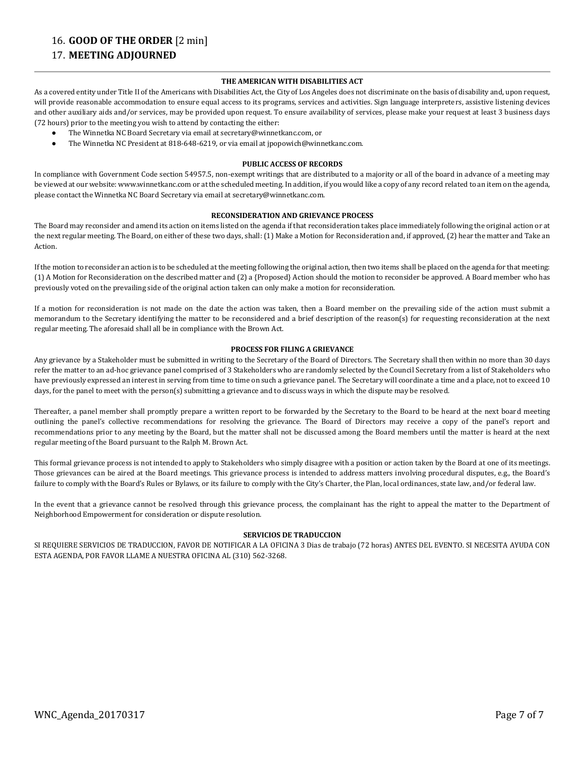16. **GOOD OF THE ORDER** [2 min]

17. **MEETING ADJOURNED**

---

#### THE AMERICAN WITH DISABILITIES ACT

As a covered entity under Title II of the Americans with Disabilities Act, the City of Los Angeles does not discriminate on the basis of disability and, upon request, will provide reasonable accommodation to ensure equal access to its programs, services and activities. Sign language interpreters, assistive listening devices and other auxiliary aids and/or services, may be provided upon request. To ensure availability of services, please make your request at least 3 business days (72 hours) prior to the meeting you wish to attend by contacting the either:

- The Winnetka NC Board Secretary via email at secretary@winnetkanc.com, or
- The Winnetka NC President at 818-648-6219, or via email at jpopowich@winnetkanc.com.

#### PUBLIC ACCESS OF RECORDS

In compliance with Government Code section 54957.5, non-exempt writings that are distributed to a majority or all of the board in advance of a meeting may be viewed at our website: www.winnetkanc.com or at the scheduled meeting. In addition, if you would like a copy of any record related to an item on the agenda, please contact the Winnetka NC Board Secretary via email at secretary@winnetkanc.com.

#### RECONSIDERATION AND GRIEVANCE PROCESS

The Board may reconsider and amend its action on items listed on the agenda if that reconsideration takes place immediately following the original action or at the next regular meeting. The Board, on either of these two days, shall: (1) Make a Motion for Reconsideration and, if approved, (2) hear the matter and Take an Action.

If the motion to reconsider an action is to be scheduled at the meeting following the original action, then two items shall be placed on the agenda for that meeting: (1) A Motion for Reconsideration on the described matter and (2) a {Proposed} Action should the motion to reconsider be approved. A Board member who has previously voted on the prevailing side of the original action taken can only make a motion for reconsideration.

If a motion for reconsideration is not made on the date the action was taken, then a Board member on the prevailing side of the action must submit a memorandum to the Secretary identifying the matter to be reconsidered and a brief description of the reason(s) for requesting reconsideration at the next regular meeting. The aforesaid shall all be in compliance with the Brown Act.

#### PROCESS FOR FILING A GRIEVANCE

Any grievance by a Stakeholder must be submitted in writing to the Secretary of the Board of Directors. The Secretary shall then within no more than 30 days refer the matter to an ad-hoc grievance panel comprised of 3 Stakeholders who are randomly selected by the Council Secretary from a list of Stakeholders who have previously expressed an interest in serving from time to time on such a grievance panel. The Secretary will coordinate a time and a place, not to exceed 10 days, for the panel to meet with the person(s) submitting a grievance and to discuss ways in which the dispute may be resolved.

Thereafter, a panel member shall promptly prepare a written report to be forwarded by the Secretary to the Board to be heard at the next board meeting outlining the panel's collective recommendations for resolving the grievance. The Board of Directors may receive a copy of the panel's report and recommendations prior to any meeting by the Board, but the matter shall not be discussed among the Board members until the matter is heard at the next regular meeting of the Board pursuant to the Ralph M. Brown Act.

This formal grievance process is not intended to apply to Stakeholders who simply disagree with a position or action taken by the Board at one of its meetings. Those grievances can be aired at the Board meetings. This grievance process is intended to address matters involving procedural disputes, e.g., the Board's failure to comply with the Board's Rules or Bylaws, or its failure to comply with the City's Charter, the Plan, local ordinances, state law, and/or federal law.

In the event that a grievance cannot be resolved through this grievance process, the complainant has the right to appeal the matter to the Department of Neighborhood Empowerment for consideration or dispute resolution.

#### SERVICIOS DE TRADUCCION

SI REQUIERE SERVICIOS DE TRADUCCION, FAVOR DE NOTIFICAR A LA OFICINA 3 Dias de trabajo (72 horas) ANTES DEL EVENTO. SI NECESITA AYUDA CON ESTA AGENDA, POR FAVOR LLAME A NUESTRA OFICINA AL (310) 562-3268.